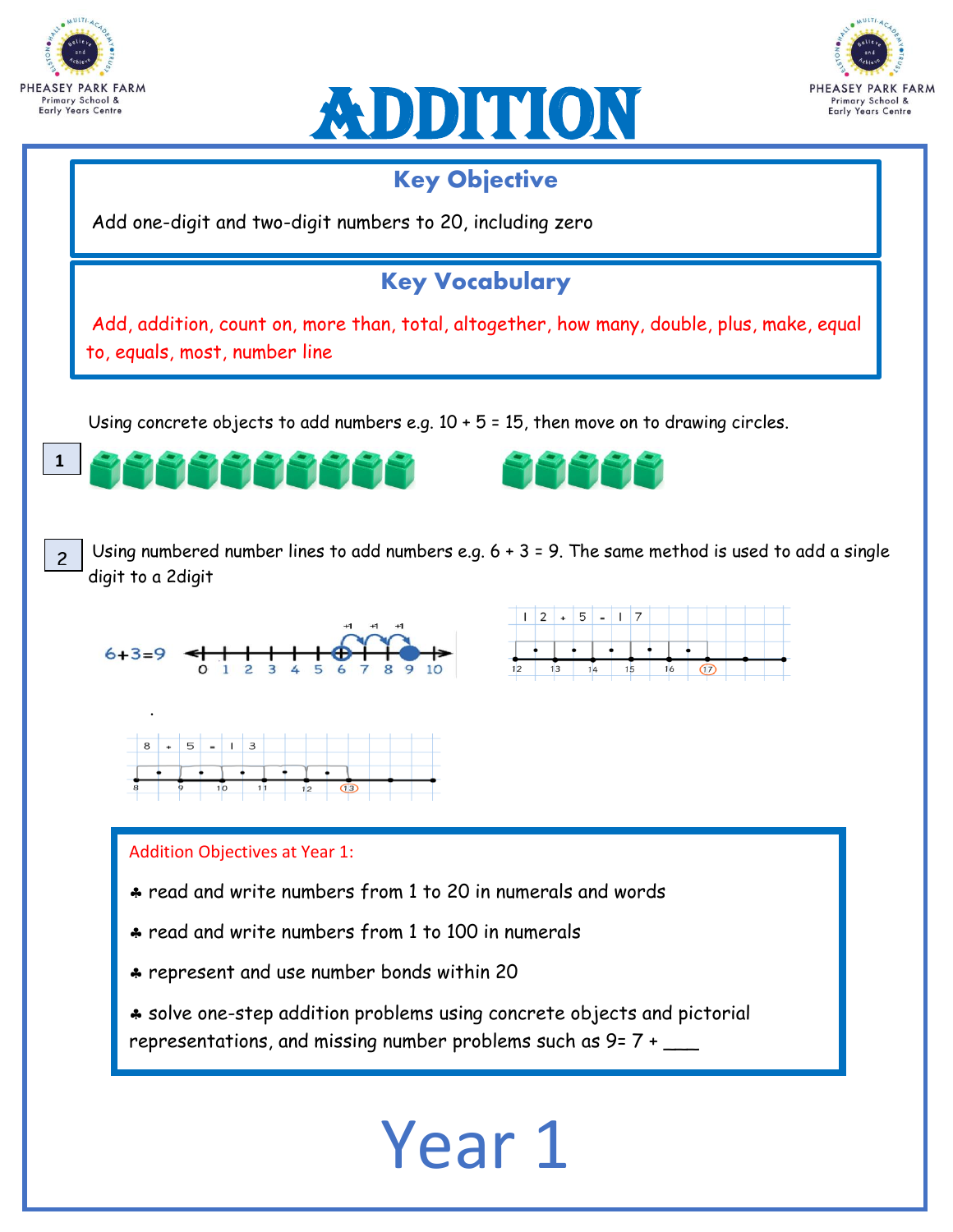# ADDITION

## Key Objective

Add one-digit and two-digit numbers to 20, including zero

## Key Vocabulary

Add, addition, count on, more than, total, altogether, how many, double, plus, make, equal to, equals, most, number line

Using concrete objects to add numbers e.g. 10 + 5 = 15, then move on to drawing circles.

1

2 Using numbered number lines to add numbers e.g. 6 + 3 = 9. The same method is used to add a single digit to a 2digit

6+3=9

12 + 5 = 17

8 + 5 = 13

Addition Objectives at Year 1:

- read and write numbers from 1 to 20 in numerals and words
- read and write numbers from 1 to 100 in numerals
- represent and use number bonds within 20
- solve one-step addition problems using concrete objects and pictorial representations, and missing number problems such as 9= 7 + ___

# Year 1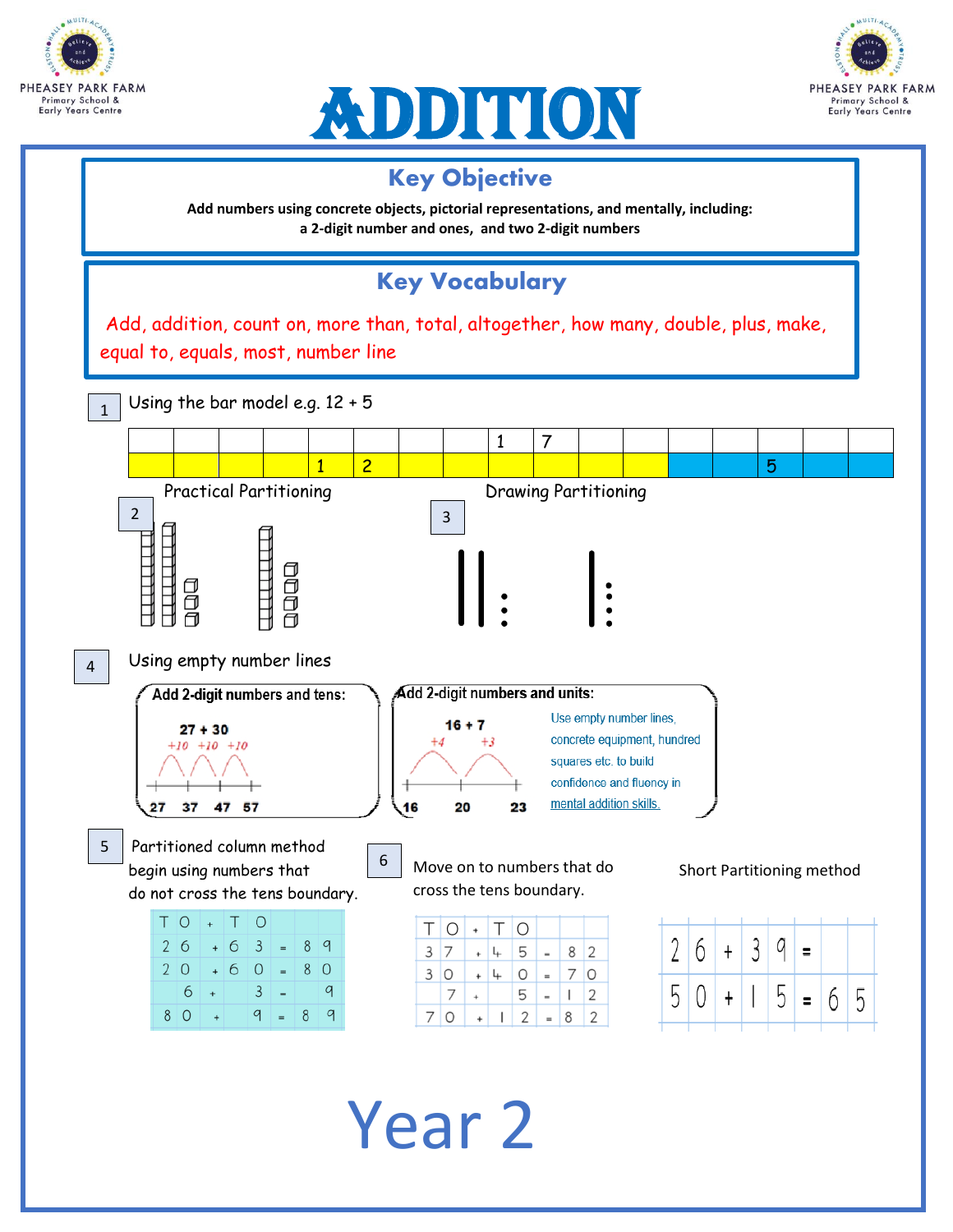# ADDITION

## Key Objective

**Add numbers using concrete objects, pictorial representations, and mentally, including: a 2-digit number and ones, and two 2-digit numbers**

## Key Vocabulary

Add, addition, count on, more than, total, altogether, how many, double, plus, make, equal to, equals, most, number line

**1** Using the bar model e.g. 12 + 5

| 17 | |
|---|---|
| 12 | 5 |

**2** Practical Partitioning

**3** Drawing Partitioning

**4** Using empty number lines

**Add 2-digit numbers and tens:**

27 + 30

+10 +10 +10

27 37 47 57

**Add 2-digit numbers and units:**

16 + 7

+4 +3

16 20 23

Use empty number lines, concrete equipment, hundred squares etc. to build confidence and fluency in mental addition skills.

**5** Partitioned column method begin using numbers that do not cross the tens boundary.

| T | O | + | T | O | | | |
|---|---|---|---|---|---|---|---|
| 2 | 6 | + | 6 | 3 | = | 8 | 9 |
| 2 | 0 | + | 6 | 0 | = | 8 | 0 |
| | 6 | + | | 3 | = | | 9 |
| 8 | 0 | + | | 9 | = | 8 | 9 |

**6** Move on to numbers that do cross the tens boundary.

| T | O | + | T | O | | | |
|---|---|---|---|---|---|---|---|
| 3 | 7 | + | 4 | 5 | = | 8 | 2 |
| 3 | 0 | + | 4 | 0 | = | 7 | 0 |
| | 7 | + | | 5 | = | 1 | 2 |
| 7 | 0 | + | 1 | 2 | = | 8 | 2 |

Short Partitioning method

| 2 | 6 | + | 3 | 9 | = | | |
|---|---|---|---|---|---|---|---|
| 5 | 0 | + | 1 | 5 | = | 6 | 5 |

# Year 2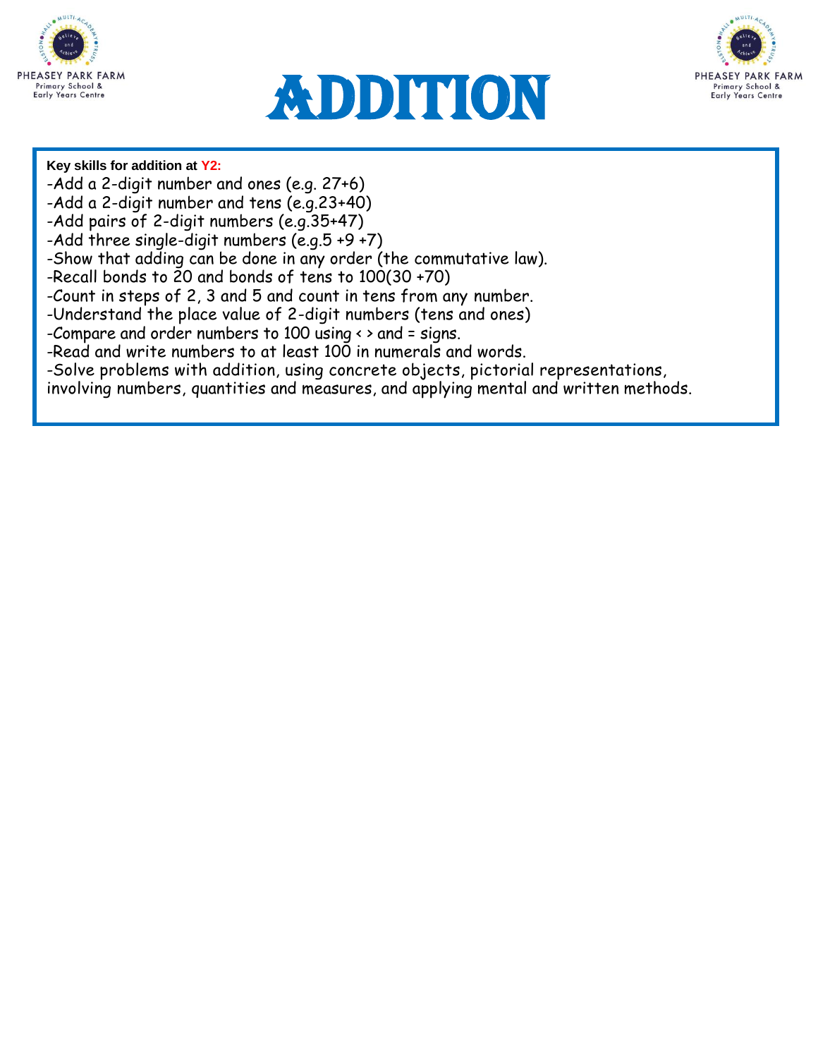# ADDITION

**Key skills for addition at Y2:**

-Add a 2-digit number and ones (e.g. 27+6)
-Add a 2-digit number and tens (e.g.23+40)
-Add pairs of 2-digit numbers (e.g.35+47)
-Add three single-digit numbers (e.g.5 +9 +7)
-Show that adding can be done in any order (the commutative law).
-Recall bonds to 20 and bonds of tens to 100(30 +70)
-Count in steps of 2, 3 and 5 and count in tens from any number.
-Understand the place value of 2-digit numbers (tens and ones)
-Compare and order numbers to 100 using < > and = signs.
-Read and write numbers to at least 100 in numerals and words.
-Solve problems with addition, using concrete objects, pictorial representations, involving numbers, quantities and measures, and applying mental and written methods.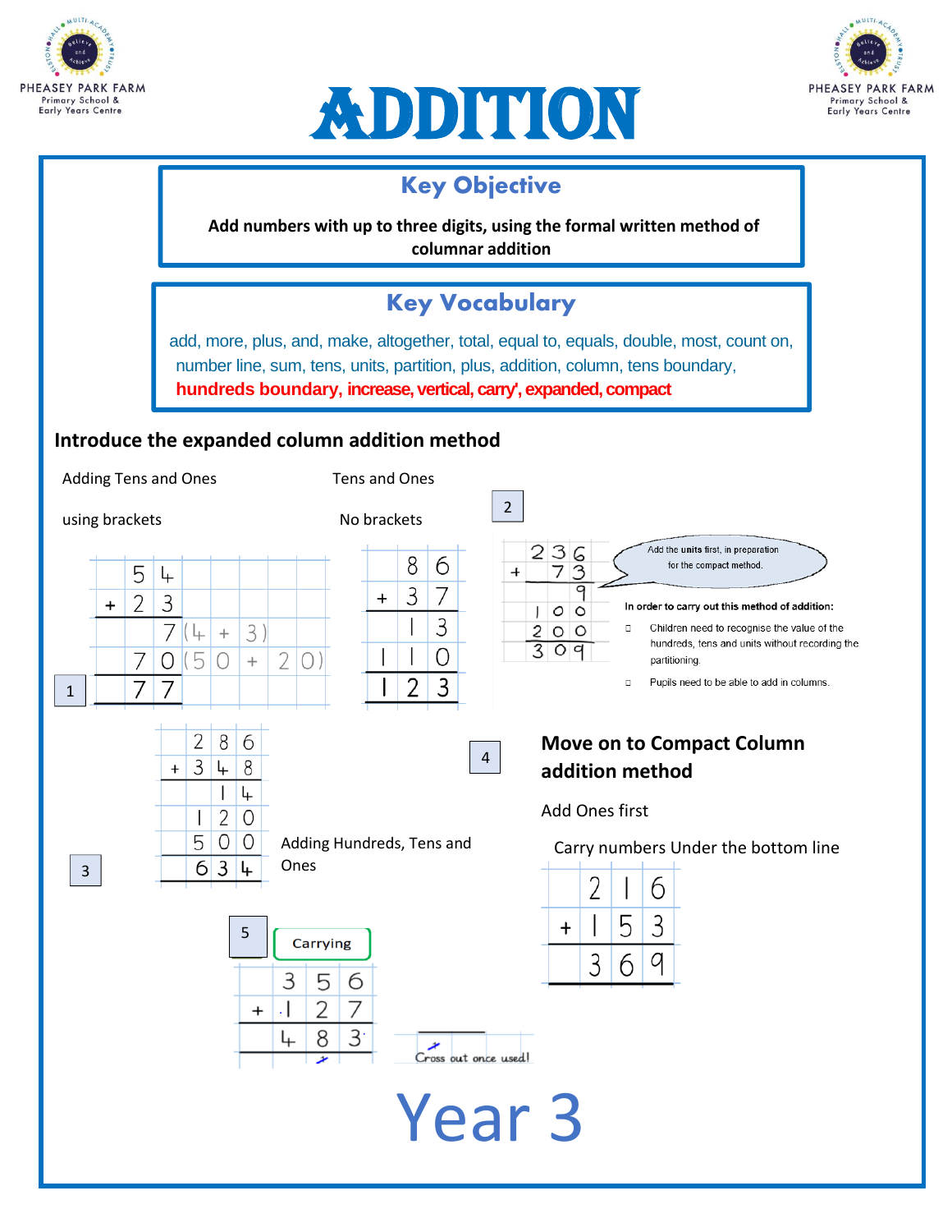# ADDITION

## Key Objective

**Add numbers with up to three digits, using the formal written method of columnar addition**

## Key Vocabulary

add, more, plus, and, make, altogether, total, equal to, equals, double, most, count on, number line, sum, tens, units, partition, plus, addition, column, tens boundary, **hundreds boundary, increase, vertical, carry', expanded, compact**

## Introduce the expanded column addition method

Adding Tens and Ones

using brackets

1

| | 5 | 4 | | | | | |
|---|---|---|---|---|---|---|---|
| + | 2 | 3 | | | | | |
| | | 7 | (4 | + | 3) | | |
| | 7 | 0 | (5 | 0 | + | 2 | 0) |
| | 7 | 7 | | | | | |

Tens and Ones

No brackets

| | 8 | 6 |
|---|---|---|
| + | 3 | 7 |
| | 1 | 3 |
| 1 | 1 | 0 |
| 1 | 2 | 3 |

2

| | 2 | 3 | 6 |
|---|---|---|---|
| + | | 7 | 3 |
| | | | 9 |
| | 1 | 0 | 0 |
| | 2 | 0 | 0 |
| | 3 | 0 | 9 |

Add the units first, in preparation for the compact method.

**In order to carry out this method of addition:**

- Children need to recognise the value of the hundreds, tens and units without recording the partitioning.
- Pupils need to be able to add in columns.

3

| | 2 | 8 | 6 |
|---|---|---|---|
| + | 3 | 4 | 8 |
| | | 1 | 4 |
| | 1 | 2 | 0 |
| | 5 | 0 | 0 |
| | 6 | 3 | 4 |

Adding Hundreds, Tens and Ones

4

## Move on to Compact Column addition method

Add Ones first

Carry numbers Under the bottom line

| | 2 | 1 | 6 |
|---|---|---|---|
| + | 1 | 5 | 3 |
| | 3 | 6 | 9 |

5

Carrying

| | 3 | 5 | 6 |
|---|---|---|---|
| + | 1 | 2 | 7 |
| | 4 | 8 | 3 |
| | | 1 | |

Cross out once used!

# Year 3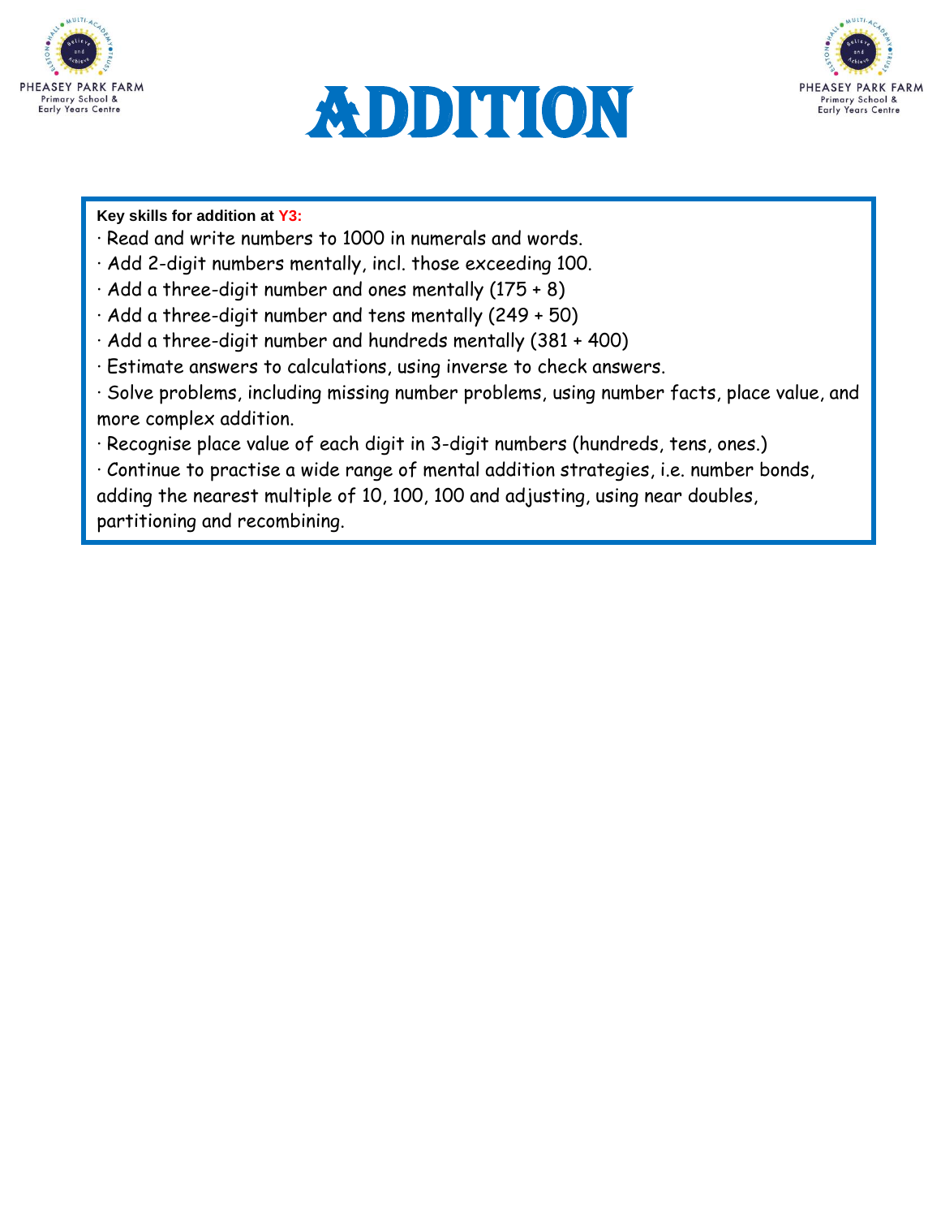# ADDITION

**Key skills for addition at Y3:**

· Read and write numbers to 1000 in numerals and words.
· Add 2-digit numbers mentally, incl. those exceeding 100.
· Add a three-digit number and ones mentally (175 + 8)
· Add a three-digit number and tens mentally (249 + 50)
· Add a three-digit number and hundreds mentally (381 + 400)
· Estimate answers to calculations, using inverse to check answers.
· Solve problems, including missing number problems, using number facts, place value, and more complex addition.
· Recognise place value of each digit in 3-digit numbers (hundreds, tens, ones.)
· Continue to practise a wide range of mental addition strategies, i.e. number bonds, adding the nearest multiple of 10, 100, 100 and adjusting, using near doubles, partitioning and recombining.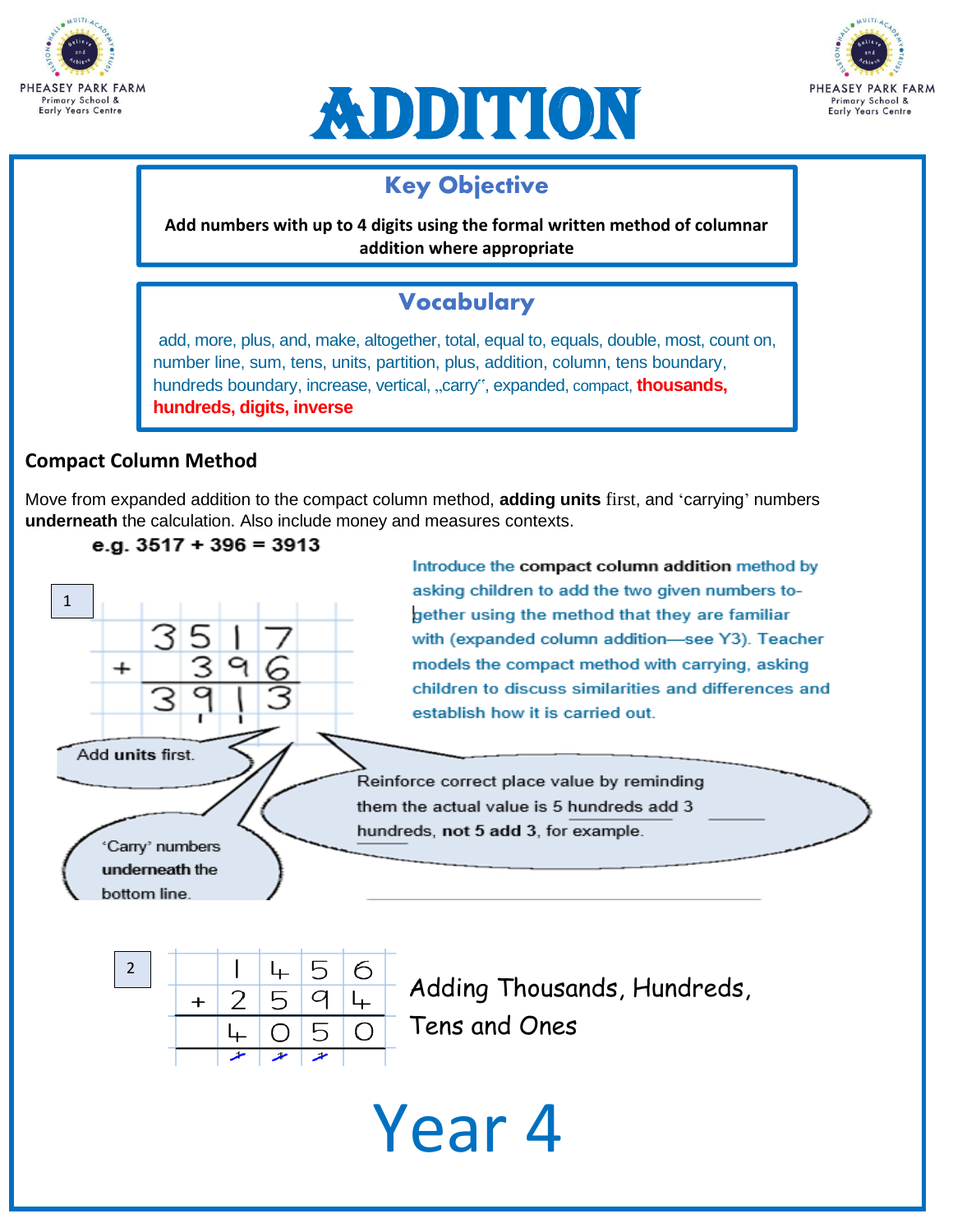PHEASEY PARK FARM
Primary School &
Early Years Centre

# ADDITION

## Key Objective

**Add numbers with up to 4 digits using the formal written method of columnar addition where appropriate**

## Vocabulary

add, more, plus, and, make, altogether, total, equal to, equals, double, most, count on, number line, sum, tens, units, partition, plus, addition, column, tens boundary, hundreds boundary, increase, vertical, „carry", expanded, compact, **thousands, hundreds, digits, inverse**

### Compact Column Method

Move from expanded addition to the compact column method, **adding units** first, and 'carrying' numbers **underneath** the calculation. Also include money and measures contexts.

**e.g. 3517 + 396 = 3913**

1

|   | 3 | 5 | 1 | 7 |
|---|---|---|---|---|
| + |   | 3 | 9 | 6 |
|   | 3 | 9 | 1 | 3 |
|   |   | 1 | 1 |   |

Introduce the **compact column addition** method by asking children to add the two given numbers together using the method that they are familiar with (expanded column addition—see Y3). Teacher models the compact method with carrying, asking children to discuss similarities and differences and establish how it is carried out.

Add **units** first.

'Carry' numbers **underneath** the bottom line.

Reinforce correct place value by reminding them the actual value is 5 hundreds add 3 hundreds, not **5 add 3**, for example.

2

|   | 1 | 4 | 5 | 6 |
|---|---|---|---|---|
| + | 2 | 5 | 9 | 4 |
|   | 4 | 0 | 5 | 0 |
|   | 1 | 1 | 1 |   |

Adding Thousands, Hundreds, Tens and Ones

# Year 4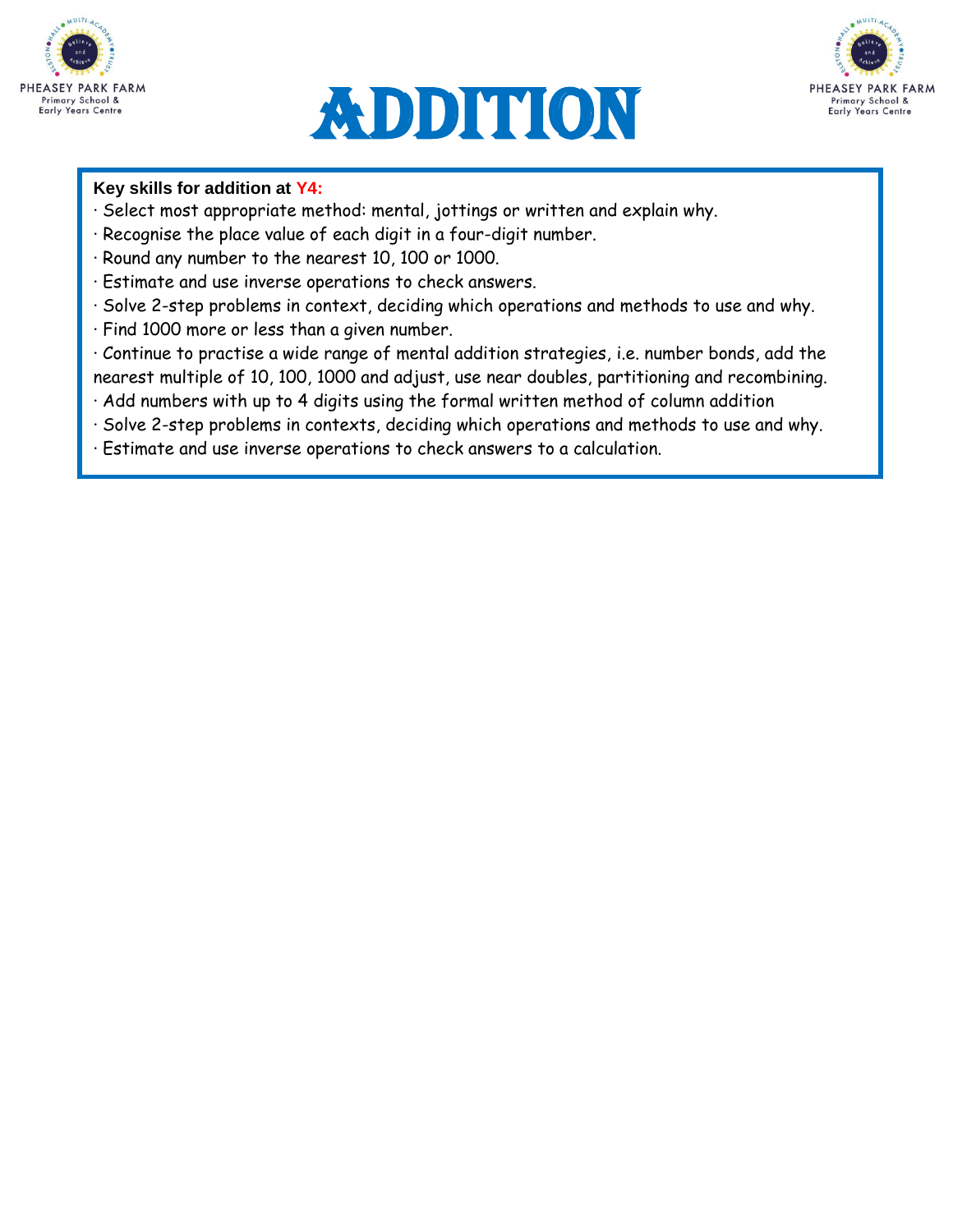# ADDITION

**Key skills for addition at Y4:**

· Select most appropriate method: mental, jottings or written and explain why.
· Recognise the place value of each digit in a four-digit number.
· Round any number to the nearest 10, 100 or 1000.
· Estimate and use inverse operations to check answers.
· Solve 2-step problems in context, deciding which operations and methods to use and why.
· Find 1000 more or less than a given number.
· Continue to practise a wide range of mental addition strategies, i.e. number bonds, add the nearest multiple of 10, 100, 1000 and adjust, use near doubles, partitioning and recombining.
· Add numbers with up to 4 digits using the formal written method of column addition
· Solve 2-step problems in contexts, deciding which operations and methods to use and why.
· Estimate and use inverse operations to check answers to a calculation.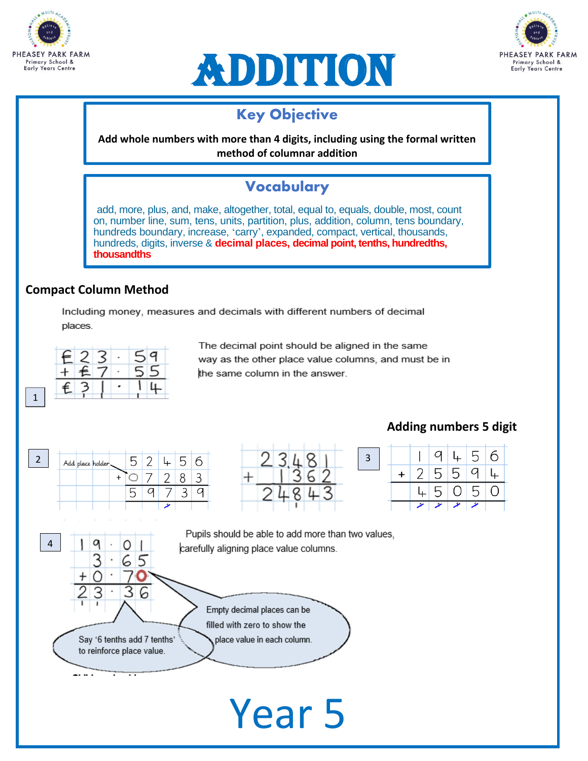# ADDITION

## Key Objective

**Add whole numbers with more than 4 digits, including using the formal written method of columnar addition**

## Vocabulary

add, more, plus, and, make, altogether, total, equal to, equals, double, most, count on, number line, sum, tens, units, partition, plus, addition, column, tens boundary, hundreds boundary, increase, 'carry', expanded, compact, vertical, thousands, hundreds, digits, inverse & **decimal places, decimal point, tenths, hundredths, thousandths**

### Compact Column Method

Including money, measures and decimals with different numbers of decimal places.

1

| | | | | | |
|---|---|---|---|---|---|
| £ | 2 | 3 | · | 5 | 9 |
| + £ | | 7 | · | 5 | 5 |
| £ | 3 | 1 | · | 1 | 4 |

The decimal point should be aligned in the same way as the other place value columns, and must be in the same column in the answer.

### Adding numbers 5 digit

2

Add place holder → 0

| | | | | | |
|---|---|---|---|---|---|
| | 5 | 2 | 4 | 5 | 6 |
| + | 0 | 7 | 2 | 8 | 3 |
| | 5 | 9 | 7 | 3 | 9 |

| | | | | | |
|---|---|---|---|---|---|
| | 2 | 3 | 4 | 8 | 1 |
| + | | 1 | 3 | 6 | 2 |
| | 2 | 4 | 8 | 4 | 3 |

3

| | | | | | |
|---|---|---|---|---|---|
| | 1 | 9 | 4 | 5 | 6 |
| + | 2 | 5 | 5 | 9 | 4 |
| | 4 | 5 | 0 | 5 | 0 |

4

| | | | | | |
|---|---|---|---|---|---|
| | 1 | 9 | · | 0 | 1 |
| | | 3 | · | 6 | 5 |
| + | 0 | | · | 7 | 0 |
| | 2 | 3 | · | 3 | 6 |

Pupils should be able to add more than two values, carefully aligning place value columns.

Empty decimal places can be filled with zero to show the place value in each column.

Say '6 tenths add 7 tenths' to reinforce place value.

# Year 5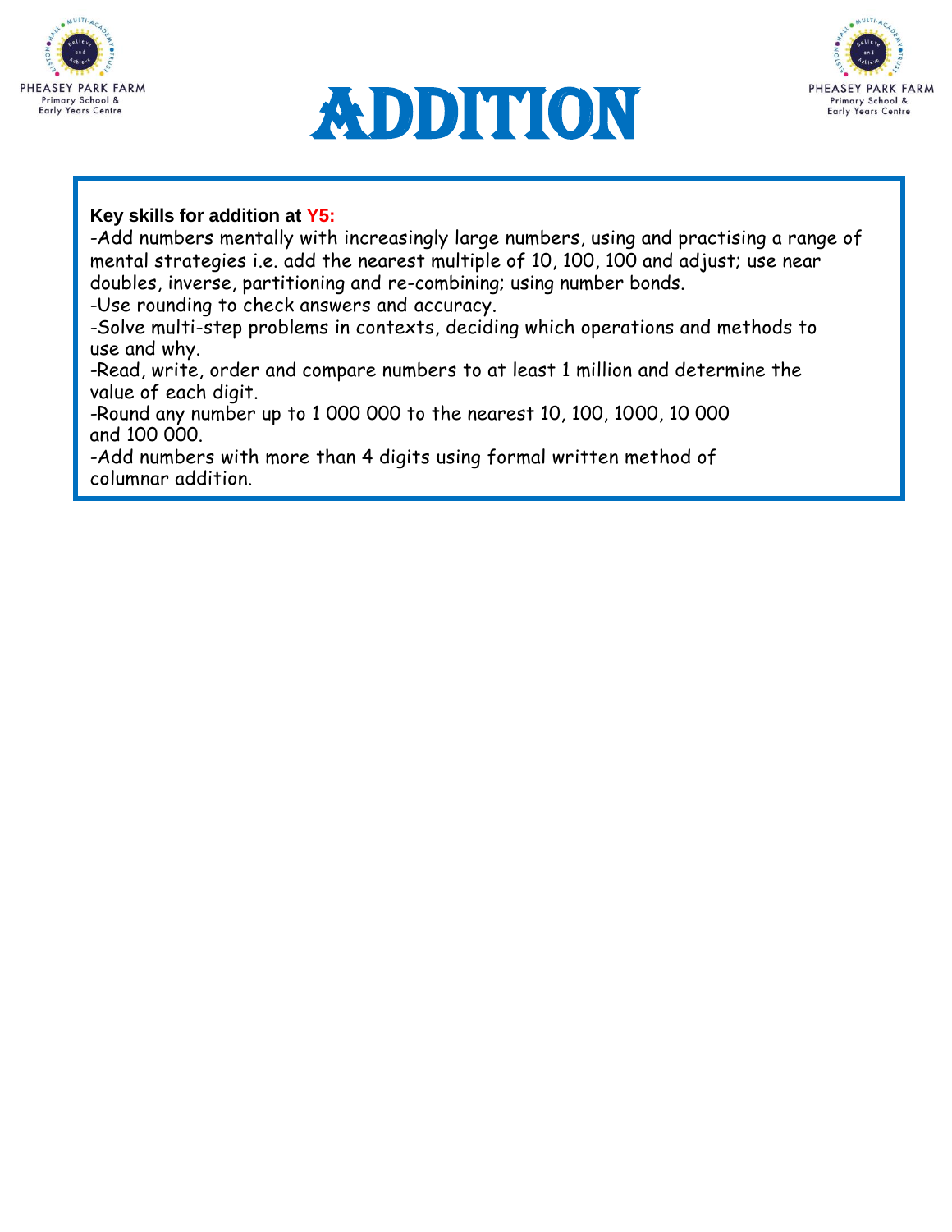# ADDITION

**Key skills for addition at Y5:**

-Add numbers mentally with increasingly large numbers, using and practising a range of mental strategies i.e. add the nearest multiple of 10, 100, 100 and adjust; use near doubles, inverse, partitioning and re-combining; using number bonds.
-Use rounding to check answers and accuracy.
-Solve multi-step problems in contexts, deciding which operations and methods to use and why.
-Read, write, order and compare numbers to at least 1 million and determine the value of each digit.
-Round any number up to 1 000 000 to the nearest 10, 100, 1000, 10 000 and 100 000.
-Add numbers with more than 4 digits using formal written method of columnar addition.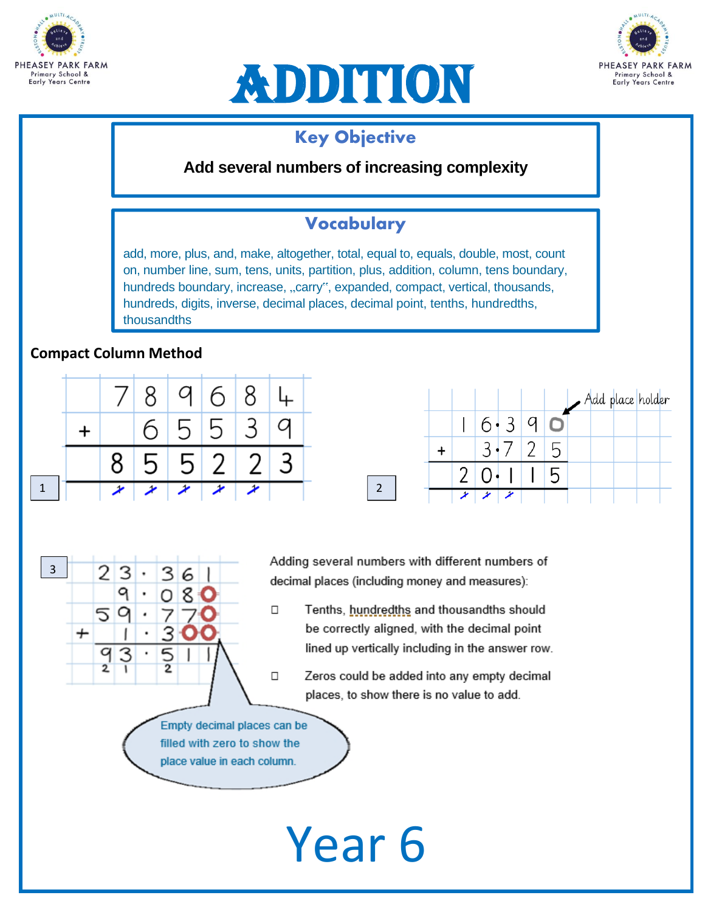# ADDITION

## Key Objective

**Add several numbers of increasing complexity**

## Vocabulary

add, more, plus, and, make, altogether, total, equal to, equals, double, most, count on, number line, sum, tens, units, partition, plus, addition, column, tens boundary, hundreds boundary, increase, „carry", expanded, compact, vertical, thousands, hundreds, digits, inverse, decimal places, decimal point, tenths, hundredths, thousandths

**Compact Column Method**

1

|   | 7 | 8 | 9 | 6 | 8 | 4 |
|---|---|---|---|---|---|---|
| + |   | 6 | 5 | 5 | 3 | 9 |
|   | 8 | 5 | 5 | 2 | 2 | 3 |
|   | 1 | 1 | 1 | 1 | 1 |   |

2

Add place holder

|   |   | 1 | 6· | 3 | 9 | 0 |
|---|---|---|---|---|---|---|
| + |   |   | 3· | 7 | 2 | 5 |
|   |   | 2 | 0· | 1 | 1 | 5 |
|   |   | 1 | 1 | 1 |   |   |

3

|   | 2 | 3 | · | 3 | 6 | 1 |
|---|---|---|---|---|---|---|
|   |   | 9 | · | 0 | 8 | 0 |
|   | 5 | 9 | · | 7 | 7 | 0 |
| + |   | 1 | · | 3 | 0 | 0 |
|   | 9 | 3 | · | 5 | 1 | 1 |
|   | 2 | 1 |   | 2 |   |   |

Empty decimal places can be filled with zero to show the place value in each column.

Adding several numbers with different numbers of decimal places (including money and measures):

- Tenths, hundredths and thousandths should be correctly aligned, with the decimal point lined up vertically including in the answer row.
- Zeros could be added into any empty decimal places, to show there is no value to add.

Year 6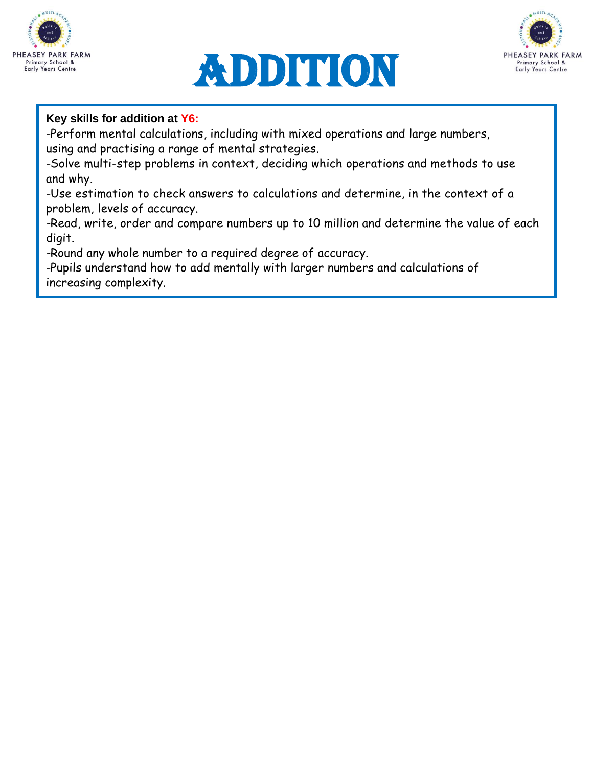# ADDITION

**Key skills for addition at Y6:**

-Perform mental calculations, including with mixed operations and large numbers, using and practising a range of mental strategies.

-Solve multi-step problems in context, deciding which operations and methods to use and why.

-Use estimation to check answers to calculations and determine, in the context of a problem, levels of accuracy.

-Read, write, order and compare numbers up to 10 million and determine the value of each digit.

-Round any whole number to a required degree of accuracy.

-Pupils understand how to add mentally with larger numbers and calculations of increasing complexity.